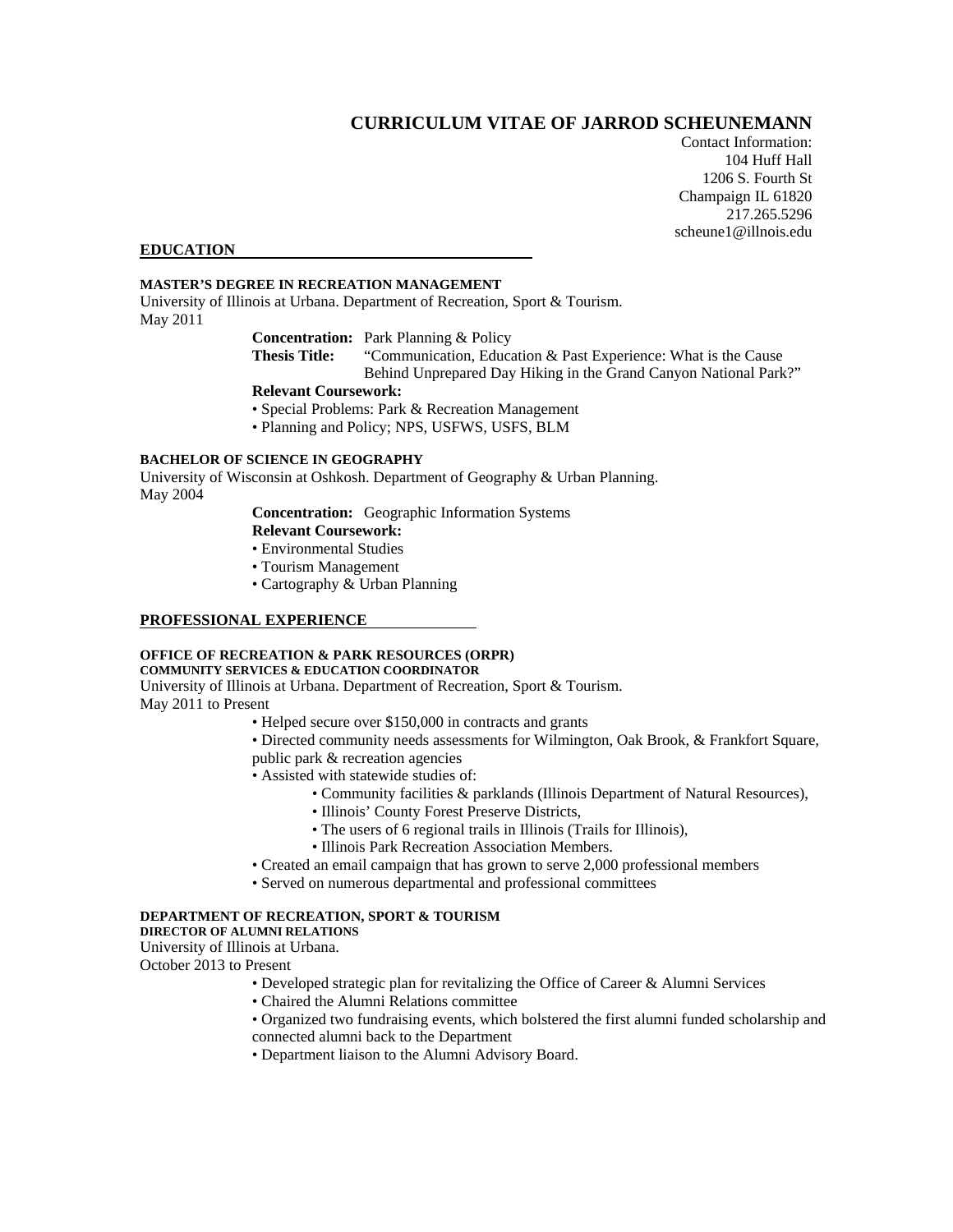# CURRICULUM VITAE OF JARROD SCHEUNEMANN

Contact Information:
104 Huff Hall
1206 S. Fourth St
Champaign IL 61820
217.265.5296
scheune1@illnois.edu

## EDUCATION

### MASTER'S DEGREE IN RECREATION MANAGEMENT

University of Illinois at Urbana. Department of Recreation, Sport & Tourism.
May 2011

**Concentration:** Park Planning & Policy
**Thesis Title:** "Communication, Education & Past Experience: What is the Cause Behind Unprepared Day Hiking in the Grand Canyon National Park?"
**Relevant Coursework:**

- Special Problems: Park & Recreation Management
- Planning and Policy; NPS, USFWS, USFS, BLM

### BACHELOR OF SCIENCE IN GEOGRAPHY

University of Wisconsin at Oshkosh. Department of Geography & Urban Planning.
May 2004

**Concentration:** Geographic Information Systems
**Relevant Coursework:**

- Environmental Studies
- Tourism Management
- Cartography & Urban Planning

## PROFESSIONAL EXPERIENCE

### OFFICE OF RECREATION & PARK RESOURCES (ORPR)
**COMMUNITY SERVICES & EDUCATION COORDINATOR**

University of Illinois at Urbana. Department of Recreation, Sport & Tourism.
May 2011 to Present

- Helped secure over $150,000 in contracts and grants
- Directed community needs assessments for Wilmington, Oak Brook, & Frankfort Square, public park & recreation agencies
- Assisted with statewide studies of:
  - Community facilities & parklands (Illinois Department of Natural Resources),
  - Illinois' County Forest Preserve Districts,
  - The users of 6 regional trails in Illinois (Trails for Illinois),
  - Illinois Park Recreation Association Members.
- Created an email campaign that has grown to serve 2,000 professional members
- Served on numerous departmental and professional committees

### DEPARTMENT OF RECREATION, SPORT & TOURISM
**DIRECTOR OF ALUMNI RELATIONS**

University of Illinois at Urbana.
October 2013 to Present

- Developed strategic plan for revitalizing the Office of Career & Alumni Services
- Chaired the Alumni Relations committee
- Organized two fundraising events, which bolstered the first alumni funded scholarship and connected alumni back to the Department
- Department liaison to the Alumni Advisory Board.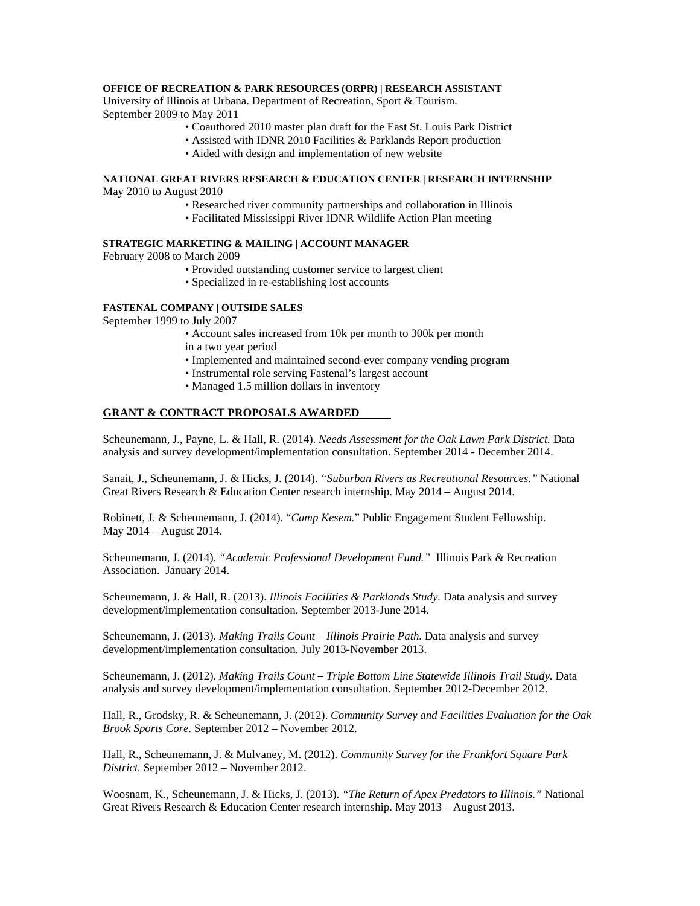**OFFICE OF RECREATION & PARK RESOURCES (ORPR) | RESEARCH ASSISTANT**
University of Illinois at Urbana. Department of Recreation, Sport & Tourism.
September 2009 to May 2011

- Coauthored 2010 master plan draft for the East St. Louis Park District
- Assisted with IDNR 2010 Facilities & Parklands Report production
- Aided with design and implementation of new website

**NATIONAL GREAT RIVERS RESEARCH & EDUCATION CENTER | RESEARCH INTERNSHIP**
May 2010 to August 2010

- Researched river community partnerships and collaboration in Illinois
- Facilitated Mississippi River IDNR Wildlife Action Plan meeting

**STRATEGIC MARKETING & MAILING | ACCOUNT MANAGER**
February 2008 to March 2009

- Provided outstanding customer service to largest client
- Specialized in re-establishing lost accounts

**FASTENAL COMPANY | OUTSIDE SALES**
September 1999 to July 2007

- Account sales increased from 10k per month to 300k per month in a two year period
- Implemented and maintained second-ever company vending program
- Instrumental role serving Fastenal's largest account
- Managed 1.5 million dollars in inventory

## GRANT & CONTRACT PROPOSALS AWARDED

Scheunemann, J., Payne, L. & Hall, R. (2014). *Needs Assessment for the Oak Lawn Park District.* Data analysis and survey development/implementation consultation. September 2014 - December 2014.

Sanait, J., Scheunemann, J. & Hicks, J. (2014). *"Suburban Rivers as Recreational Resources."* National Great Rivers Research & Education Center research internship. May 2014 – August 2014.

Robinett, J. & Scheunemann, J. (2014). "*Camp Kesem.*" Public Engagement Student Fellowship. May 2014 – August 2014.

Scheunemann, J. (2014). *"Academic Professional Development Fund."* Illinois Park & Recreation Association. January 2014.

Scheunemann, J. & Hall, R. (2013). *Illinois Facilities & Parklands Study*. Data analysis and survey development/implementation consultation. September 2013-June 2014.

Scheunemann, J. (2013). *Making Trails Count – Illinois Prairie Path.* Data analysis and survey development/implementation consultation. July 2013-November 2013.

Scheunemann, J. (2012). *Making Trails Count – Triple Bottom Line Statewide Illinois Trail Study*. Data analysis and survey development/implementation consultation. September 2012-December 2012.

Hall, R., Grodsky, R. & Scheunemann, J. (2012). *Community Survey and Facilities Evaluation for the Oak Brook Sports Core.* September 2012 – November 2012.

Hall, R., Scheunemann, J. & Mulvaney, M. (2012). *Community Survey for the Frankfort Square Park District.* September 2012 – November 2012.

Woosnam, K., Scheunemann, J. & Hicks, J. (2013). *"The Return of Apex Predators to Illinois."* National Great Rivers Research & Education Center research internship. May 2013 – August 2013.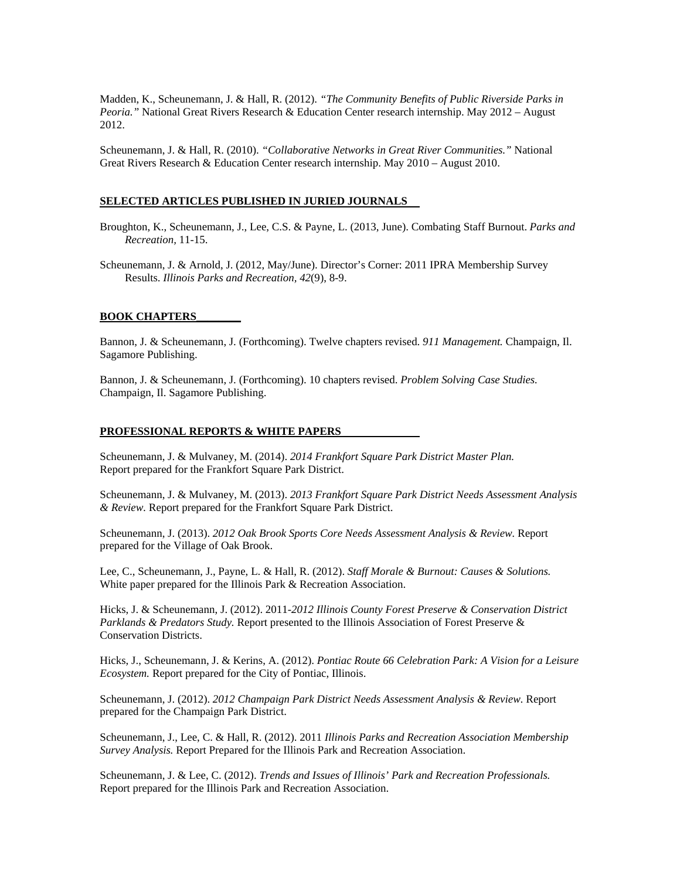Madden, K., Scheunemann, J. & Hall, R. (2012). *"The Community Benefits of Public Riverside Parks in Peoria."* National Great Rivers Research & Education Center research internship. May 2012 – August 2012.

Scheunemann, J. & Hall, R. (2010). *"Collaborative Networks in Great River Communities."* National Great Rivers Research & Education Center research internship. May 2010 – August 2010.

## SELECTED ARTICLES PUBLISHED IN JURIED JOURNALS

Broughton, K., Scheunemann, J., Lee, C.S. & Payne, L. (2013, June). Combating Staff Burnout. *Parks and Recreation*, 11-15.

Scheunemann, J. & Arnold, J. (2012, May/June). Director's Corner: 2011 IPRA Membership Survey Results. *Illinois Parks and Recreation, 42*(9), 8-9.

## BOOK CHAPTERS

Bannon, J. & Scheunemann, J. (Forthcoming). Twelve chapters revised. *911 Management.* Champaign, Il. Sagamore Publishing.

Bannon, J. & Scheunemann, J. (Forthcoming). 10 chapters revised. *Problem Solving Case Studies.* Champaign, Il. Sagamore Publishing.

## PROFESSIONAL REPORTS & WHITE PAPERS

Scheunemann, J. & Mulvaney, M. (2014). *2014 Frankfort Square Park District Master Plan.* Report prepared for the Frankfort Square Park District.

Scheunemann, J. & Mulvaney, M. (2013). *2013 Frankfort Square Park District Needs Assessment Analysis & Review*. Report prepared for the Frankfort Square Park District.

Scheunemann, J. (2013). *2012 Oak Brook Sports Core Needs Assessment Analysis & Review*. Report prepared for the Village of Oak Brook.

Lee, C., Scheunemann, J., Payne, L. & Hall, R. (2012). *Staff Morale & Burnout: Causes & Solutions.* White paper prepared for the Illinois Park & Recreation Association.

Hicks, J. & Scheunemann, J. (2012). 2011-*2012 Illinois County Forest Preserve & Conservation District Parklands & Predators Study.* Report presented to the Illinois Association of Forest Preserve & Conservation Districts.

Hicks, J., Scheunemann, J. & Kerins, A. (2012). *Pontiac Route 66 Celebration Park: A Vision for a Leisure Ecosystem.* Report prepared for the City of Pontiac, Illinois.

Scheunemann, J. (2012). *2012 Champaign Park District Needs Assessment Analysis & Review*. Report prepared for the Champaign Park District.

Scheunemann, J., Lee, C. & Hall, R. (2012). 2011 *Illinois Parks and Recreation Association Membership Survey Analysis.* Report Prepared for the Illinois Park and Recreation Association.

Scheunemann, J. & Lee, C. (2012). *Trends and Issues of Illinois' Park and Recreation Professionals.* Report prepared for the Illinois Park and Recreation Association.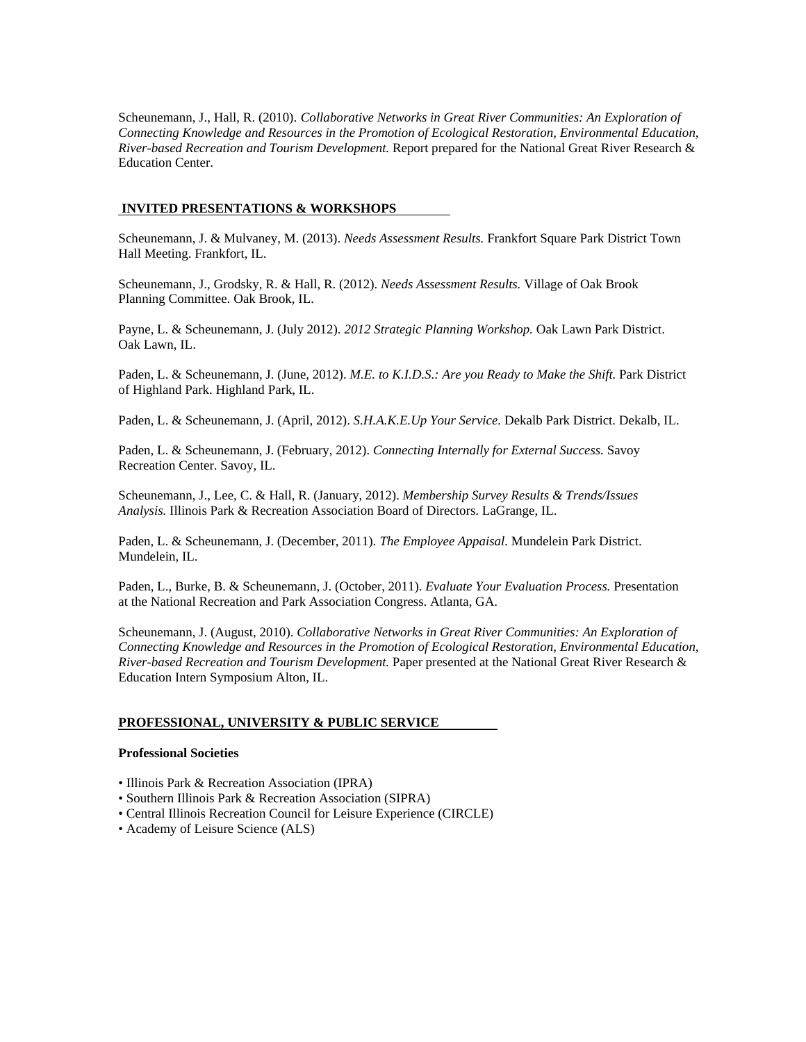Scheunemann, J., Hall, R. (2010). *Collaborative Networks in Great River Communities: An Exploration of Connecting Knowledge and Resources in the Promotion of Ecological Restoration, Environmental Education, River-based Recreation and Tourism Development.* Report prepared for the National Great River Research & Education Center.

## INVITED PRESENTATIONS & WORKSHOPS

Scheunemann, J. & Mulvaney, M. (2013). *Needs Assessment Results.* Frankfort Square Park District Town Hall Meeting. Frankfort, IL.

Scheunemann, J., Grodsky, R. & Hall, R. (2012). *Needs Assessment Results.* Village of Oak Brook Planning Committee. Oak Brook, IL.

Payne, L. & Scheunemann, J. (July 2012). *2012 Strategic Planning Workshop.* Oak Lawn Park District. Oak Lawn, IL.

Paden, L. & Scheunemann, J. (June, 2012). *M.E. to K.I.D.S.: Are you Ready to Make the Shift.* Park District of Highland Park. Highland Park, IL.

Paden, L. & Scheunemann, J. (April, 2012). *S.H.A.K.E.Up Your Service.* Dekalb Park District. Dekalb, IL.

Paden, L. & Scheunemann, J. (February, 2012). *Connecting Internally for External Success.* Savoy Recreation Center. Savoy, IL.

Scheunemann, J., Lee, C. & Hall, R. (January, 2012). *Membership Survey Results & Trends/Issues Analysis.* Illinois Park & Recreation Association Board of Directors. LaGrange, IL.

Paden, L. & Scheunemann, J. (December, 2011). *The Employee Appaisal.* Mundelein Park District. Mundelein, IL.

Paden, L., Burke, B. & Scheunemann, J. (October, 2011). *Evaluate Your Evaluation Process.* Presentation at the National Recreation and Park Association Congress. Atlanta, GA.

Scheunemann, J. (August, 2010). *Collaborative Networks in Great River Communities: An Exploration of Connecting Knowledge and Resources in the Promotion of Ecological Restoration, Environmental Education, River-based Recreation and Tourism Development.* Paper presented at the National Great River Research & Education Intern Symposium Alton, IL.

## PROFESSIONAL, UNIVERSITY & PUBLIC SERVICE

### Professional Societies

- Illinois Park & Recreation Association (IPRA)
- Southern Illinois Park & Recreation Association (SIPRA)
- Central Illinois Recreation Council for Leisure Experience (CIRCLE)
- Academy of Leisure Science (ALS)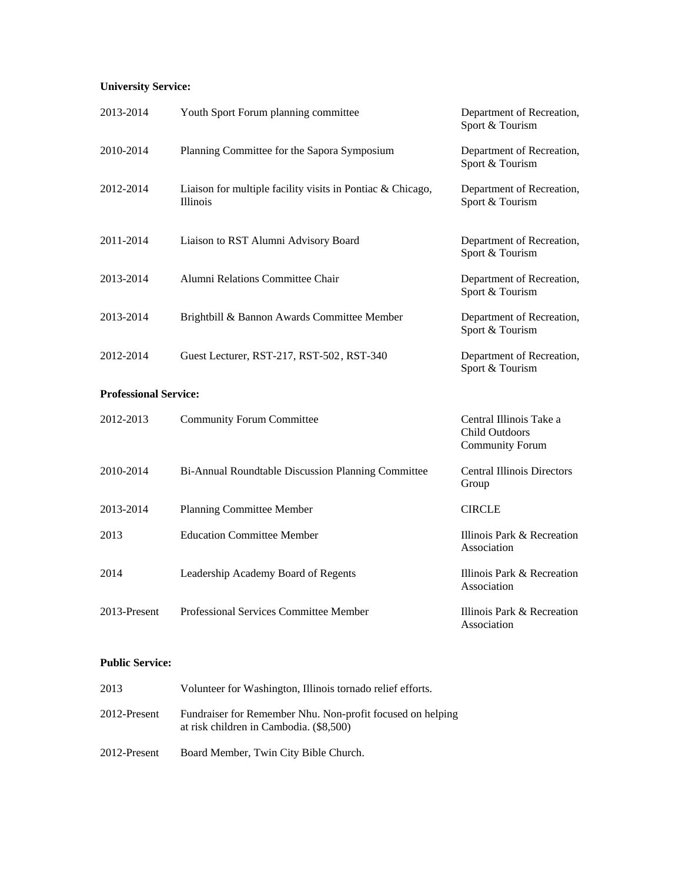**University Service:**

| | | |
|---|---|---|
| 2013-2014 | Youth Sport Forum planning committee | Department of Recreation, Sport & Tourism |
| 2010-2014 | Planning Committee for the Sapora Symposium | Department of Recreation, Sport & Tourism |
| 2012-2014 | Liaison for multiple facility visits in Pontiac & Chicago, Illinois | Department of Recreation, Sport & Tourism |
| 2011-2014 | Liaison to RST Alumni Advisory Board | Department of Recreation, Sport & Tourism |
| 2013-2014 | Alumni Relations Committee Chair | Department of Recreation, Sport & Tourism |
| 2013-2014 | Brightbill & Bannon Awards Committee Member | Department of Recreation, Sport & Tourism |
| 2012-2014 | Guest Lecturer, RST-217, RST-502, RST-340 | Department of Recreation, Sport & Tourism |

**Professional Service:**

| | | |
|---|---|---|
| 2012-2013 | Community Forum Committee | Central Illinois Take a Child Outdoors Community Forum |
| 2010-2014 | Bi-Annual Roundtable Discussion Planning Committee | Central Illinois Directors Group |
| 2013-2014 | Planning Committee Member | CIRCLE |
| 2013 | Education Committee Member | Illinois Park & Recreation Association |
| 2014 | Leadership Academy Board of Regents | Illinois Park & Recreation Association |
| 2013-Present | Professional Services Committee Member | Illinois Park & Recreation Association |

**Public Service:**

| | |
|---|---|
| 2013 | Volunteer for Washington, Illinois tornado relief efforts. |
| 2012-Present | Fundraiser for Remember Nhu. Non-profit focused on helping at risk children in Cambodia. ($8,500) |
| 2012-Present | Board Member, Twin City Bible Church. |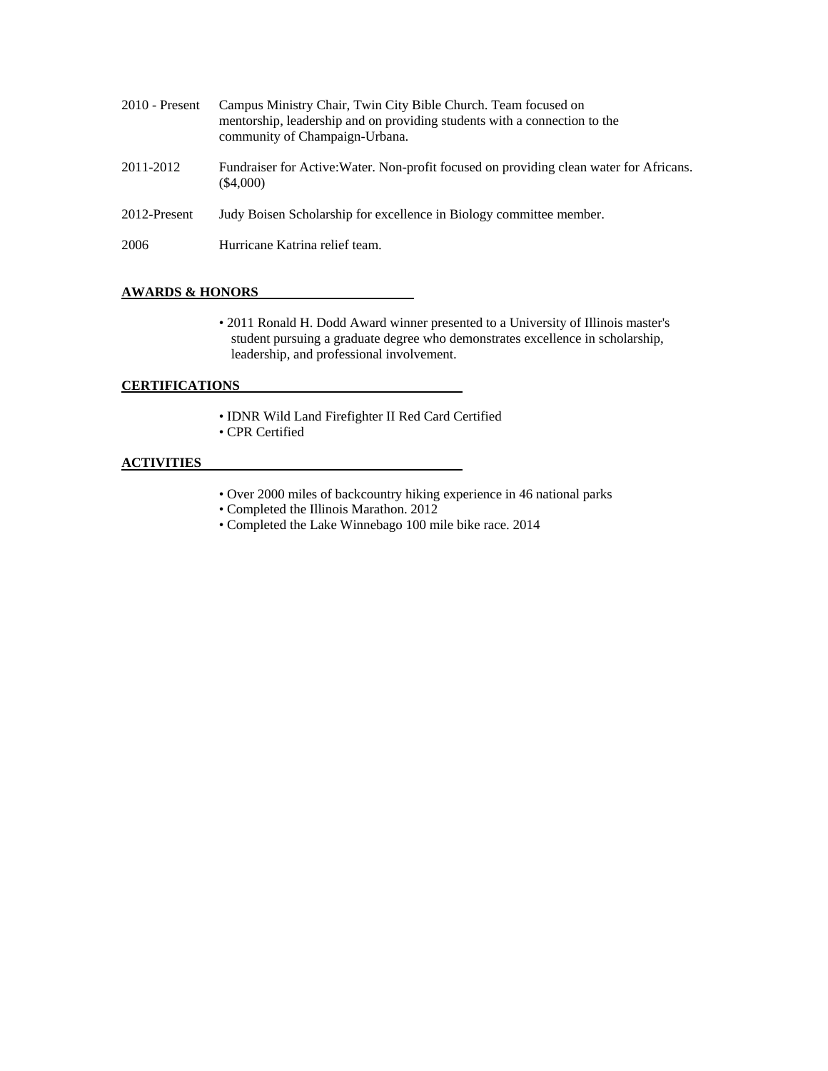| | |
|---|---|
| 2010 - Present | Campus Ministry Chair, Twin City Bible Church. Team focused on mentorship, leadership and on providing students with a connection to the community of Champaign-Urbana. |
| 2011-2012 | Fundraiser for Active:Water. Non-profit focused on providing clean water for Africans. ($4,000) |
| 2012-Present | Judy Boisen Scholarship for excellence in Biology committee member. |
| 2006 | Hurricane Katrina relief team. |

## AWARDS & HONORS

- 2011 Ronald H. Dodd Award winner presented to a University of Illinois master's student pursuing a graduate degree who demonstrates excellence in scholarship, leadership, and professional involvement.

## CERTIFICATIONS

- IDNR Wild Land Firefighter II Red Card Certified
- CPR Certified

## ACTIVITIES

- Over 2000 miles of backcountry hiking experience in 46 national parks
- Completed the Illinois Marathon. 2012
- Completed the Lake Winnebago 100 mile bike race. 2014